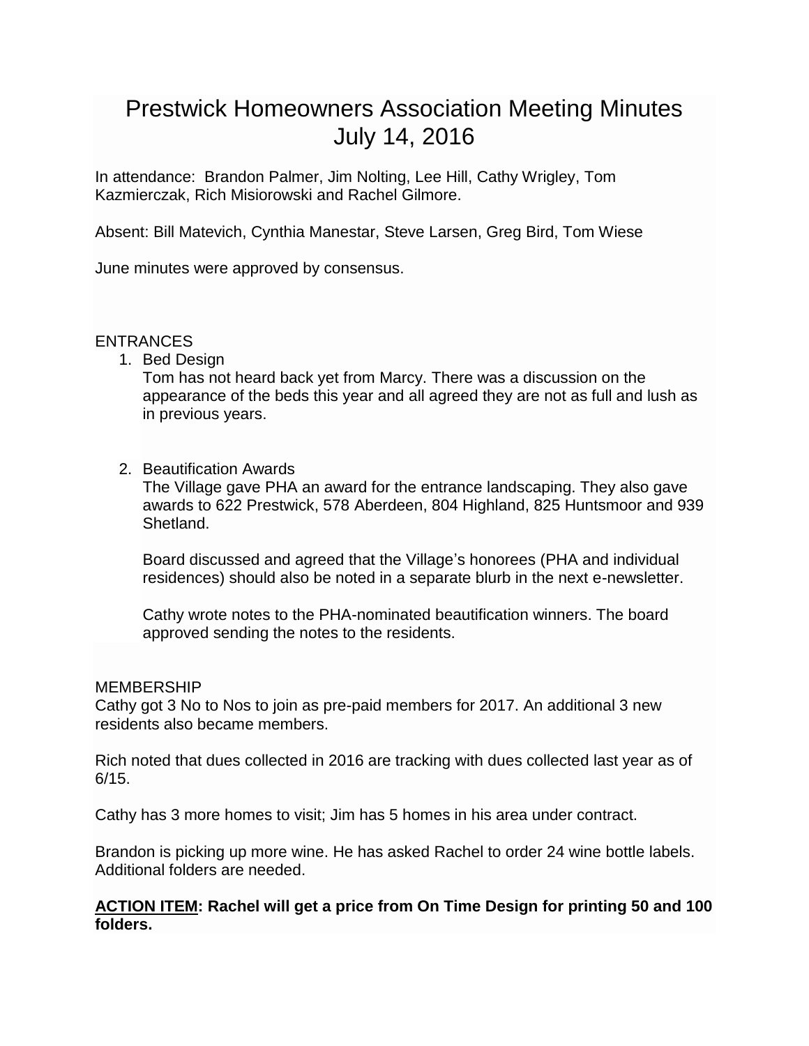# Prestwick Homeowners Association Meeting Minutes
# July 14, 2016

In attendance: Brandon Palmer, Jim Nolting, Lee Hill, Cathy Wrigley, Tom Kazmierczak, Rich Misiorowski and Rachel Gilmore.

Absent: Bill Matevich, Cynthia Manestar, Steve Larsen, Greg Bird, Tom Wiese

June minutes were approved by consensus.

## ENTRANCES

1. Bed Design

   Tom has not heard back yet from Marcy. There was a discussion on the appearance of the beds this year and all agreed they are not as full and lush as in previous years.

2. Beautification Awards

   The Village gave PHA an award for the entrance landscaping. They also gave awards to 622 Prestwick, 578 Aberdeen, 804 Highland, 825 Huntsmoor and 939 Shetland.

   Board discussed and agreed that the Village's honorees (PHA and individual residences) should also be noted in a separate blurb in the next e-newsletter.

   Cathy wrote notes to the PHA-nominated beautification winners. The board approved sending the notes to the residents.

## MEMBERSHIP

Cathy got 3 No to Nos to join as pre-paid members for 2017. An additional 3 new residents also became members.

Rich noted that dues collected in 2016 are tracking with dues collected last year as of 6/15.

Cathy has 3 more homes to visit; Jim has 5 homes in his area under contract.

Brandon is picking up more wine. He has asked Rachel to order 24 wine bottle labels. Additional folders are needed.

**<u>ACTION ITEM</u>: Rachel will get a price from On Time Design for printing 50 and 100 folders.**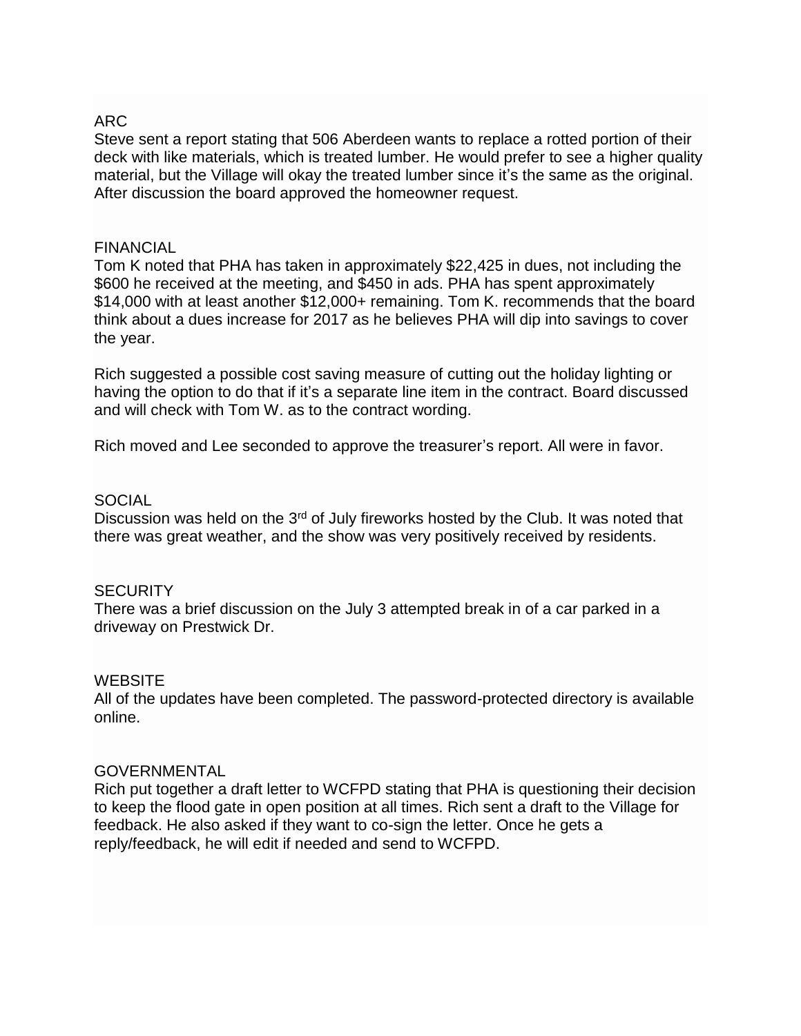## ARC

Steve sent a report stating that 506 Aberdeen wants to replace a rotted portion of their deck with like materials, which is treated lumber. He would prefer to see a higher quality material, but the Village will okay the treated lumber since it's the same as the original. After discussion the board approved the homeowner request.

## FINANCIAL

Tom K noted that PHA has taken in approximately $22,425 in dues, not including the $600 he received at the meeting, and $450 in ads. PHA has spent approximately $14,000 with at least another $12,000+ remaining. Tom K. recommends that the board think about a dues increase for 2017 as he believes PHA will dip into savings to cover the year.

Rich suggested a possible cost saving measure of cutting out the holiday lighting or having the option to do that if it's a separate line item in the contract. Board discussed and will check with Tom W. as to the contract wording.

Rich moved and Lee seconded to approve the treasurer's report. All were in favor.

## SOCIAL

Discussion was held on the 3rd of July fireworks hosted by the Club. It was noted that there was great weather, and the show was very positively received by residents.

## SECURITY

There was a brief discussion on the July 3 attempted break in of a car parked in a driveway on Prestwick Dr.

## WEBSITE

All of the updates have been completed. The password-protected directory is available online.

## GOVERNMENTAL

Rich put together a draft letter to WCFPD stating that PHA is questioning their decision to keep the flood gate in open position at all times. Rich sent a draft to the Village for feedback. He also asked if they want to co-sign the letter. Once he gets a reply/feedback, he will edit if needed and send to WCFPD.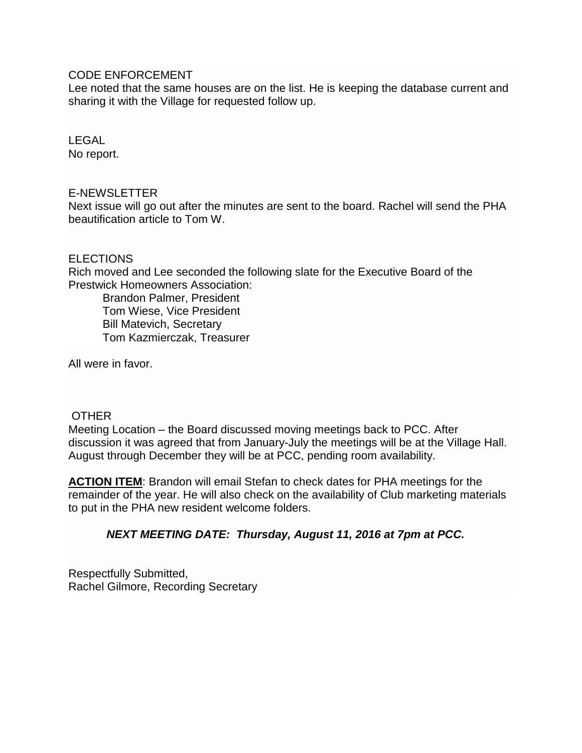CODE ENFORCEMENT

Lee noted that the same houses are on the list. He is keeping the database current and sharing it with the Village for requested follow up.

LEGAL

No report.

E-NEWSLETTER

Next issue will go out after the minutes are sent to the board. Rachel will send the PHA beautification article to Tom W.

ELECTIONS

Rich moved and Lee seconded the following slate for the Executive Board of the Prestwick Homeowners Association:

Brandon Palmer, President
Tom Wiese, Vice President
Bill Matevich, Secretary
Tom Kazmierczak, Treasurer

All were in favor.

OTHER

Meeting Location – the Board discussed moving meetings back to PCC. After discussion it was agreed that from January-July the meetings will be at the Village Hall. August through December they will be at PCC, pending room availability.

**ACTION ITEM**: Brandon will email Stefan to check dates for PHA meetings for the remainder of the year. He will also check on the availability of Club marketing materials to put in the PHA new resident welcome folders.

***NEXT MEETING DATE: Thursday, August 11, 2016 at 7pm at PCC.***

Respectfully Submitted,
Rachel Gilmore, Recording Secretary